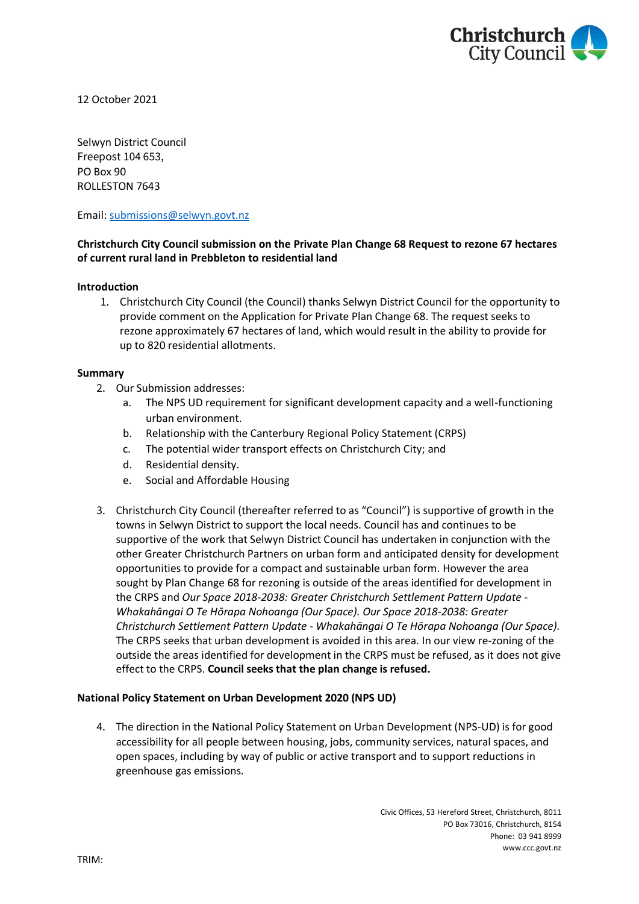12 October 2021

Selwyn District Council
Freepost 104 653,
PO Box 90
ROLLESTON 7643

Email: submissions@selwyn.govt.nz

**Christchurch City Council submission on the Private Plan Change 68 Request to rezone 67 hectares of current rural land in Prebbleton to residential land**

**Introduction**

1. Christchurch City Council (the Council) thanks Selwyn District Council for the opportunity to provide comment on the Application for Private Plan Change 68. The request seeks to rezone approximately 67 hectares of land, which would result in the ability to provide for up to 820 residential allotments.

**Summary**

2. Our Submission addresses:
   a. The NPS UD requirement for significant development capacity and a well-functioning urban environment.
   b. Relationship with the Canterbury Regional Policy Statement (CRPS)
   c. The potential wider transport effects on Christchurch City; and
   d. Residential density.
   e. Social and Affordable Housing

3. Christchurch City Council (thereafter referred to as "Council") is supportive of growth in the towns in Selwyn District to support the local needs. Council has and continues to be supportive of the work that Selwyn District Council has undertaken in conjunction with the other Greater Christchurch Partners on urban form and anticipated density for development opportunities to provide for a compact and sustainable urban form. However the area sought by Plan Change 68 for rezoning is outside of the areas identified for development in the CRPS and *Our Space 2018-2038: Greater Christchurch Settlement Pattern Update - Whakahāngai O Te Hōrapa Nohoanga (Our Space). Our Space 2018-2038: Greater Christchurch Settlement Pattern Update - Whakahāngai O Te Hōrapa Nohoanga (Our Space).* The CRPS seeks that urban development is avoided in this area. In our view re-zoning of the outside the areas identified for development in the CRPS must be refused, as it does not give effect to the CRPS. **Council seeks that the plan change is refused.**

**National Policy Statement on Urban Development 2020 (NPS UD)**

4. The direction in the National Policy Statement on Urban Development (NPS-UD) is for good accessibility for all people between housing, jobs, community services, natural spaces, and open spaces, including by way of public or active transport and to support reductions in greenhouse gas emissions.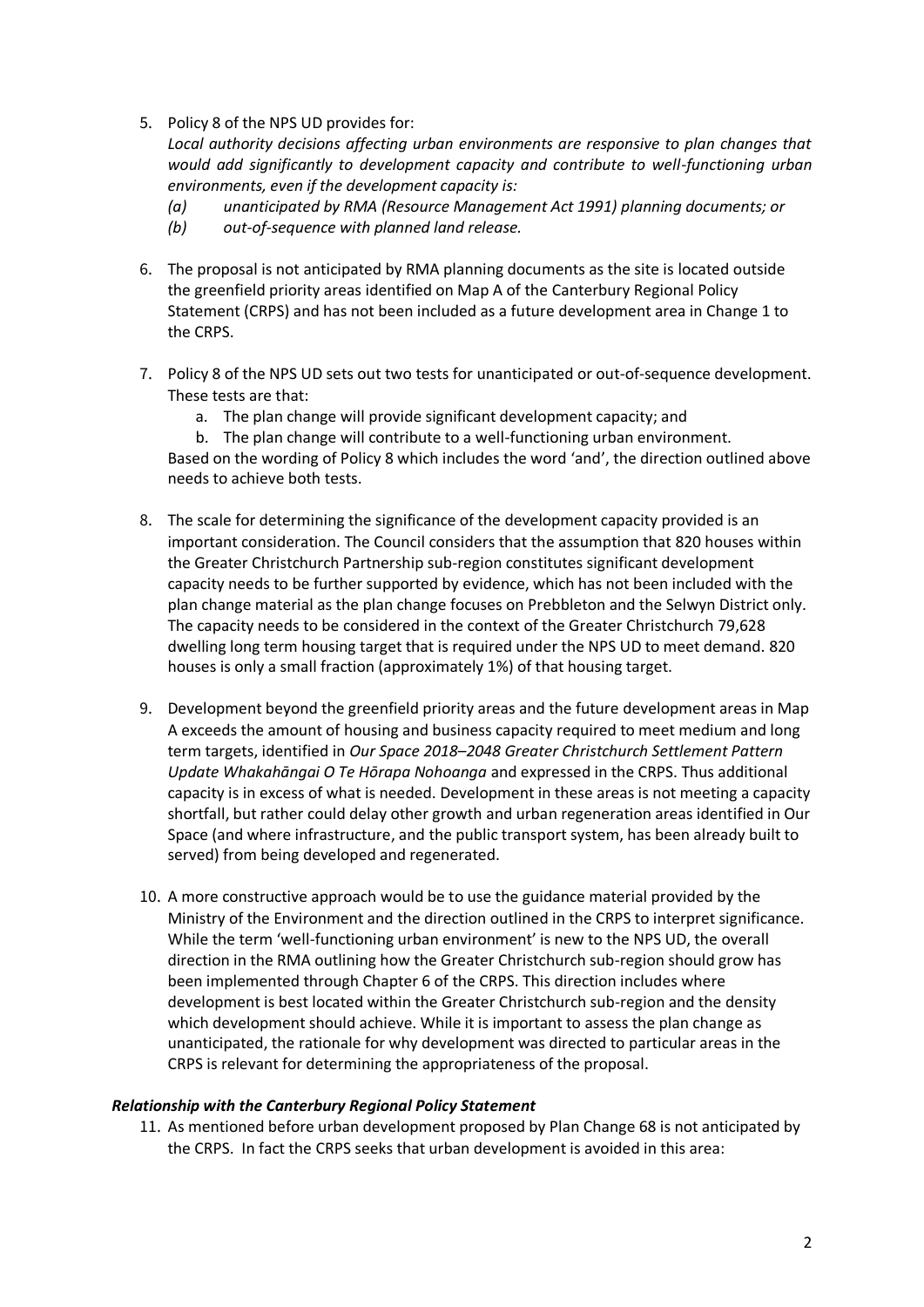5. Policy 8 of the NPS UD provides for:
   *Local authority decisions affecting urban environments are responsive to plan changes that would add significantly to development capacity and contribute to well-functioning urban environments, even if the development capacity is:*
   *(a) unanticipated by RMA (Resource Management Act 1991) planning documents; or*
   *(b) out-of-sequence with planned land release.*

6. The proposal is not anticipated by RMA planning documents as the site is located outside the greenfield priority areas identified on Map A of the Canterbury Regional Policy Statement (CRPS) and has not been included as a future development area in Change 1 to the CRPS.

7. Policy 8 of the NPS UD sets out two tests for unanticipated or out-of-sequence development. These tests are that:
   a. The plan change will provide significant development capacity; and
   b. The plan change will contribute to a well-functioning urban environment.

   Based on the wording of Policy 8 which includes the word 'and', the direction outlined above needs to achieve both tests.

8. The scale for determining the significance of the development capacity provided is an important consideration. The Council considers that the assumption that 820 houses within the Greater Christchurch Partnership sub-region constitutes significant development capacity needs to be further supported by evidence, which has not been included with the plan change material as the plan change focuses on Prebbleton and the Selwyn District only. The capacity needs to be considered in the context of the Greater Christchurch 79,628 dwelling long term housing target that is required under the NPS UD to meet demand. 820 houses is only a small fraction (approximately 1%) of that housing target.

9. Development beyond the greenfield priority areas and the future development areas in Map A exceeds the amount of housing and business capacity required to meet medium and long term targets, identified in *Our Space 2018–2048 Greater Christchurch Settlement Pattern Update Whakahāngai O Te Hōrapa Nohoanga* and expressed in the CRPS. Thus additional capacity is in excess of what is needed. Development in these areas is not meeting a capacity shortfall, but rather could delay other growth and urban regeneration areas identified in Our Space (and where infrastructure, and the public transport system, has been already built to served) from being developed and regenerated.

10. A more constructive approach would be to use the guidance material provided by the Ministry of the Environment and the direction outlined in the CRPS to interpret significance. While the term 'well-functioning urban environment' is new to the NPS UD, the overall direction in the RMA outlining how the Greater Christchurch sub-region should grow has been implemented through Chapter 6 of the CRPS. This direction includes where development is best located within the Greater Christchurch sub-region and the density which development should achieve. While it is important to assess the plan change as unanticipated, the rationale for why development was directed to particular areas in the CRPS is relevant for determining the appropriateness of the proposal.

***Relationship with the Canterbury Regional Policy Statement***

11. As mentioned before urban development proposed by Plan Change 68 is not anticipated by the CRPS. In fact the CRPS seeks that urban development is avoided in this area: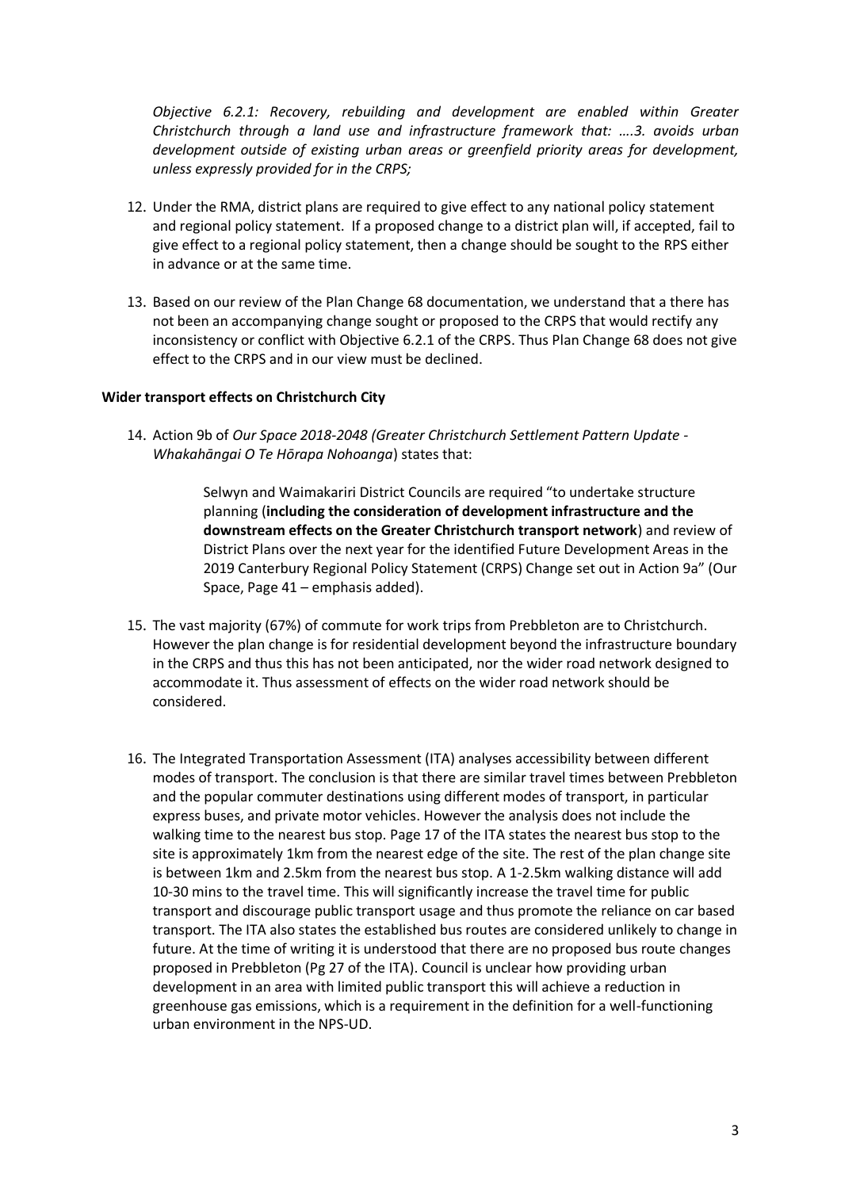*Objective 6.2.1: Recovery, rebuilding and development are enabled within Greater Christchurch through a land use and infrastructure framework that: ….3. avoids urban development outside of existing urban areas or greenfield priority areas for development, unless expressly provided for in the CRPS;*

12. Under the RMA, district plans are required to give effect to any national policy statement and regional policy statement. If a proposed change to a district plan will, if accepted, fail to give effect to a regional policy statement, then a change should be sought to the RPS either in advance or at the same time.

13. Based on our review of the Plan Change 68 documentation, we understand that a there has not been an accompanying change sought or proposed to the CRPS that would rectify any inconsistency or conflict with Objective 6.2.1 of the CRPS. Thus Plan Change 68 does not give effect to the CRPS and in our view must be declined.

**Wider transport effects on Christchurch City**

14. Action 9b of *Our Space 2018-2048 (Greater Christchurch Settlement Pattern Update - Whakahāngai O Te Hōrapa Nohoanga*) states that:

    > Selwyn and Waimakariri District Councils are required "to undertake structure planning (**including the consideration of development infrastructure and the downstream effects on the Greater Christchurch transport network**) and review of District Plans over the next year for the identified Future Development Areas in the 2019 Canterbury Regional Policy Statement (CRPS) Change set out in Action 9a" (Our Space, Page 41 – emphasis added).

15. The vast majority (67%) of commute for work trips from Prebbleton are to Christchurch. However the plan change is for residential development beyond the infrastructure boundary in the CRPS and thus this has not been anticipated, nor the wider road network designed to accommodate it. Thus assessment of effects on the wider road network should be considered.

16. The Integrated Transportation Assessment (ITA) analyses accessibility between different modes of transport. The conclusion is that there are similar travel times between Prebbleton and the popular commuter destinations using different modes of transport, in particular express buses, and private motor vehicles. However the analysis does not include the walking time to the nearest bus stop. Page 17 of the ITA states the nearest bus stop to the site is approximately 1km from the nearest edge of the site. The rest of the plan change site is between 1km and 2.5km from the nearest bus stop. A 1-2.5km walking distance will add 10-30 mins to the travel time. This will significantly increase the travel time for public transport and discourage public transport usage and thus promote the reliance on car based transport. The ITA also states the established bus routes are considered unlikely to change in future. At the time of writing it is understood that there are no proposed bus route changes proposed in Prebbleton (Pg 27 of the ITA). Council is unclear how providing urban development in an area with limited public transport this will achieve a reduction in greenhouse gas emissions, which is a requirement in the definition for a well-functioning urban environment in the NPS-UD.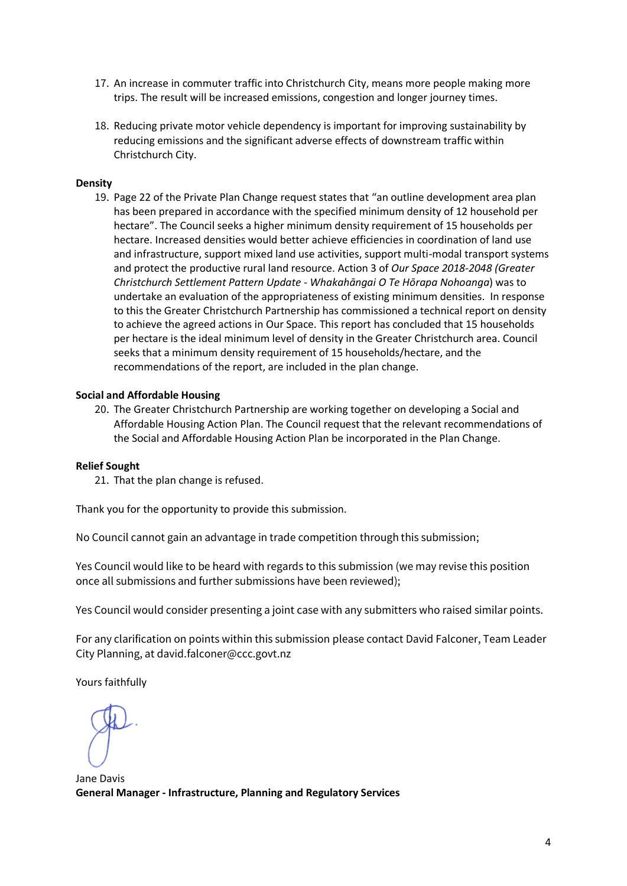17. An increase in commuter traffic into Christchurch City, means more people making more trips. The result will be increased emissions, congestion and longer journey times.

18. Reducing private motor vehicle dependency is important for improving sustainability by reducing emissions and the significant adverse effects of downstream traffic within Christchurch City.

**Density**

19. Page 22 of the Private Plan Change request states that "an outline development area plan has been prepared in accordance with the specified minimum density of 12 household per hectare". The Council seeks a higher minimum density requirement of 15 households per hectare. Increased densities would better achieve efficiencies in coordination of land use and infrastructure, support mixed land use activities, support multi-modal transport systems and protect the productive rural land resource. Action 3 of *Our Space 2018-2048 (Greater Christchurch Settlement Pattern Update - Whakahāngai O Te Hōrapa Nohoanga*) was to undertake an evaluation of the appropriateness of existing minimum densities. In response to this the Greater Christchurch Partnership has commissioned a technical report on density to achieve the agreed actions in Our Space. This report has concluded that 15 households per hectare is the ideal minimum level of density in the Greater Christchurch area. Council seeks that a minimum density requirement of 15 households/hectare, and the recommendations of the report, are included in the plan change.

**Social and Affordable Housing**

20. The Greater Christchurch Partnership are working together on developing a Social and Affordable Housing Action Plan. The Council request that the relevant recommendations of the Social and Affordable Housing Action Plan be incorporated in the Plan Change.

**Relief Sought**

21. That the plan change is refused.

Thank you for the opportunity to provide this submission.

No Council cannot gain an advantage in trade competition through this submission;

Yes Council would like to be heard with regards to this submission (we may revise this position once all submissions and further submissions have been reviewed);

Yes Council would consider presenting a joint case with any submitters who raised similar points.

For any clarification on points within this submission please contact David Falconer, Team Leader City Planning, at david.falconer@ccc.govt.nz

Yours faithfully

Jane Davis
**General Manager - Infrastructure, Planning and Regulatory Services**